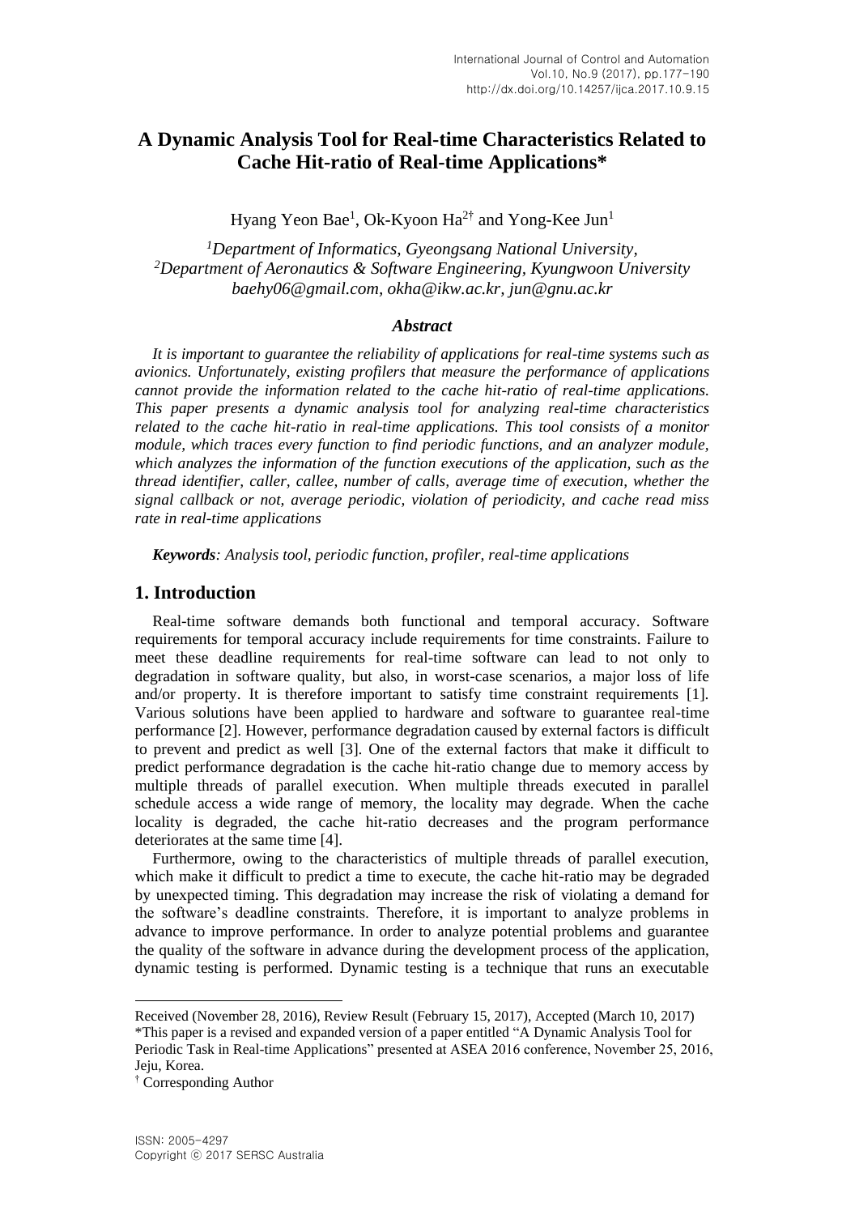# A Dynamic Analysis Tool for Real-time Characteristics Related to Cache Hit-ratio of Real-time Applications*

Hyang Yeon Bae[1], Ok-Kyoon Ha[2†] and Yong-Kee Jun[1]

*[1]Department of Informatics, Gyeongsang National University,*
*[2]Department of Aeronautics & Software Engineering, Kyungwoon University*
*baehy06@gmail.com, okha@ikw.ac.kr, jun@gnu.ac.kr*

### *Abstract*

*It is important to guarantee the reliability of applications for real-time systems such as avionics. Unfortunately, existing profilers that measure the performance of applications cannot provide the information related to the cache hit-ratio of real-time applications. This paper presents a dynamic analysis tool for analyzing real-time characteristics related to the cache hit-ratio in real-time applications. This tool consists of a monitor module, which traces every function to find periodic functions, and an analyzer module, which analyzes the information of the function executions of the application, such as the thread identifier, caller, callee, number of calls, average time of execution, whether the signal callback or not, average periodic, violation of periodicity, and cache read miss rate in real-time applications*

***Keywords****: Analysis tool, periodic function, profiler, real-time applications*

## 1. Introduction

Real-time software demands both functional and temporal accuracy. Software requirements for temporal accuracy include requirements for time constraints. Failure to meet these deadline requirements for real-time software can lead to not only to degradation in software quality, but also, in worst-case scenarios, a major loss of life and/or property. It is therefore important to satisfy time constraint requirements [1]. Various solutions have been applied to hardware and software to guarantee real-time performance [2]. However, performance degradation caused by external factors is difficult to prevent and predict as well [3]. One of the external factors that make it difficult to predict performance degradation is the cache hit-ratio change due to memory access by multiple threads of parallel execution. When multiple threads executed in parallel schedule access a wide range of memory, the locality may degrade. When the cache locality is degraded, the cache hit-ratio decreases and the program performance deteriorates at the same time [4].

Furthermore, owing to the characteristics of multiple threads of parallel execution, which make it difficult to predict a time to execute, the cache hit-ratio may be degraded by unexpected timing. This degradation may increase the risk of violating a demand for the software's deadline constraints. Therefore, it is important to analyze problems in advance to improve performance. In order to analyze potential problems and guarantee the quality of the software in advance during the development process of the application, dynamic testing is performed. Dynamic testing is a technique that runs an executable

---

Received (November 28, 2016), Review Result (February 15, 2017), Accepted (March 10, 2017)

*This paper is a revised and expanded version of a paper entitled "A Dynamic Analysis Tool for Periodic Task in Real-time Applications" presented at ASEA 2016 conference, November 25, 2016, Jeju, Korea.

† Corresponding Author

ISSN: 2005-4297
Copyright ⓒ 2017 SERSC Australia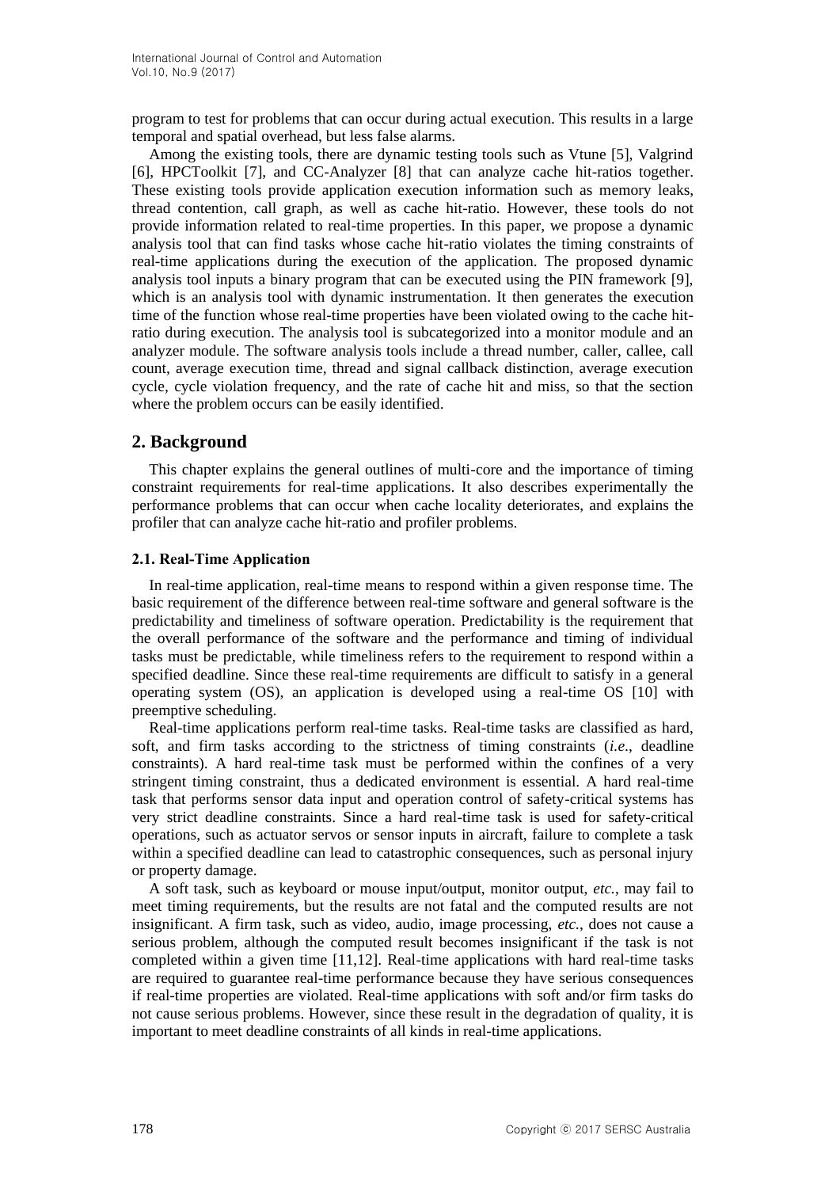program to test for problems that can occur during actual execution. This results in a large temporal and spatial overhead, but less false alarms.

Among the existing tools, there are dynamic testing tools such as Vtune [5], Valgrind [6], HPCToolkit [7], and CC-Analyzer [8] that can analyze cache hit-ratios together. These existing tools provide application execution information such as memory leaks, thread contention, call graph, as well as cache hit-ratio. However, these tools do not provide information related to real-time properties. In this paper, we propose a dynamic analysis tool that can find tasks whose cache hit-ratio violates the timing constraints of real-time applications during the execution of the application. The proposed dynamic analysis tool inputs a binary program that can be executed using the PIN framework [9], which is an analysis tool with dynamic instrumentation. It then generates the execution time of the function whose real-time properties have been violated owing to the cache hit-ratio during execution. The analysis tool is subcategorized into a monitor module and an analyzer module. The software analysis tools include a thread number, caller, callee, call count, average execution time, thread and signal callback distinction, average execution cycle, cycle violation frequency, and the rate of cache hit and miss, so that the section where the problem occurs can be easily identified.

## 2. Background

This chapter explains the general outlines of multi-core and the importance of timing constraint requirements for real-time applications. It also describes experimentally the performance problems that can occur when cache locality deteriorates, and explains the profiler that can analyze cache hit-ratio and profiler problems.

### 2.1. Real-Time Application

In real-time application, real-time means to respond within a given response time. The basic requirement of the difference between real-time software and general software is the predictability and timeliness of software operation. Predictability is the requirement that the overall performance of the software and the performance and timing of individual tasks must be predictable, while timeliness refers to the requirement to respond within a specified deadline. Since these real-time requirements are difficult to satisfy in a general operating system (OS), an application is developed using a real-time OS [10] with preemptive scheduling.

Real-time applications perform real-time tasks. Real-time tasks are classified as hard, soft, and firm tasks according to the strictness of timing constraints (*i.e.*, deadline constraints). A hard real-time task must be performed within the confines of a very stringent timing constraint, thus a dedicated environment is essential. A hard real-time task that performs sensor data input and operation control of safety-critical systems has very strict deadline constraints. Since a hard real-time task is used for safety-critical operations, such as actuator servos or sensor inputs in aircraft, failure to complete a task within a specified deadline can lead to catastrophic consequences, such as personal injury or property damage.

A soft task, such as keyboard or mouse input/output, monitor output, *etc.*, may fail to meet timing requirements, but the results are not fatal and the computed results are not insignificant. A firm task, such as video, audio, image processing, *etc.*, does not cause a serious problem, although the computed result becomes insignificant if the task is not completed within a given time [11,12]. Real-time applications with hard real-time tasks are required to guarantee real-time performance because they have serious consequences if real-time properties are violated. Real-time applications with soft and/or firm tasks do not cause serious problems. However, since these result in the degradation of quality, it is important to meet deadline constraints of all kinds in real-time applications.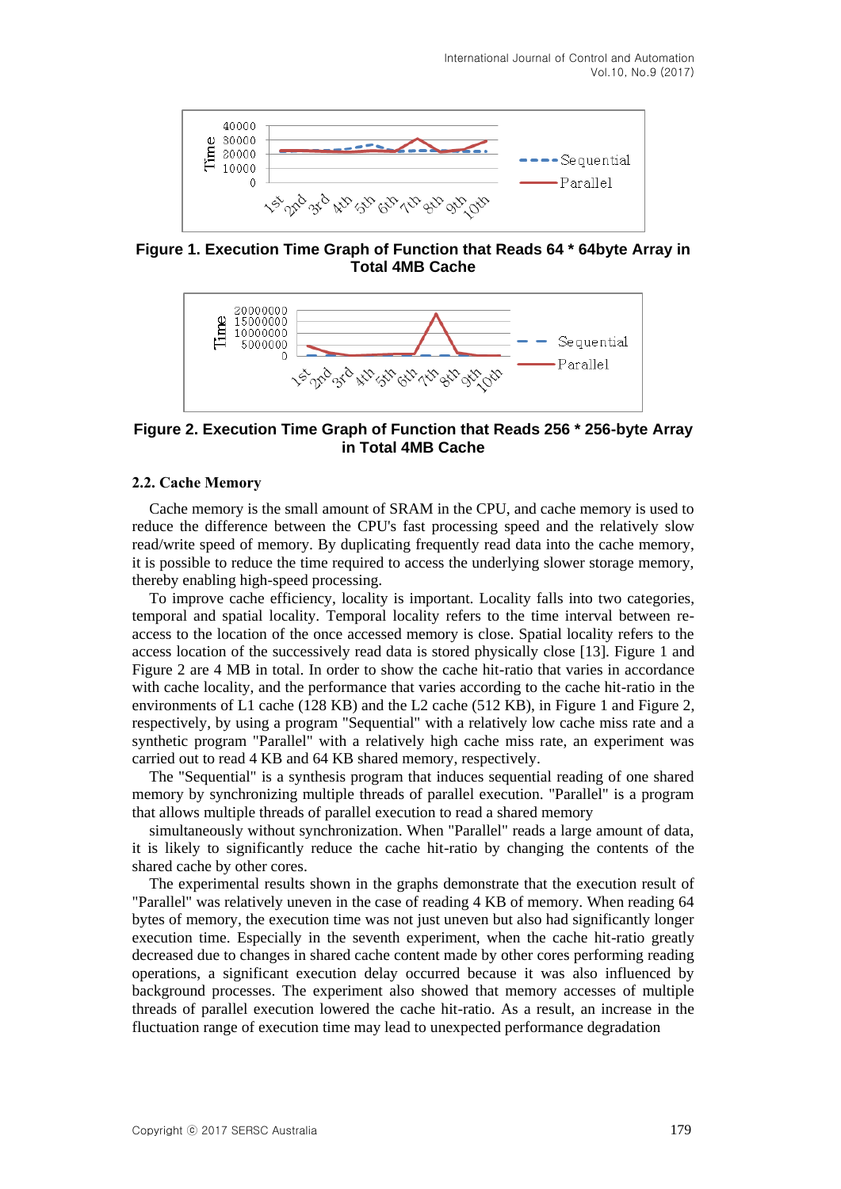**Figure 1. Execution Time Graph of Function that Reads 64 * 64byte Array in Total 4MB Cache**

**Figure 2. Execution Time Graph of Function that Reads 256 * 256-byte Array in Total 4MB Cache**

### 2.2. Cache Memory

Cache memory is the small amount of SRAM in the CPU, and cache memory is used to reduce the difference between the CPU's fast processing speed and the relatively slow read/write speed of memory. By duplicating frequently read data into the cache memory, it is possible to reduce the time required to access the underlying slower storage memory, thereby enabling high-speed processing.

To improve cache efficiency, locality is important. Locality falls into two categories, temporal and spatial locality. Temporal locality refers to the time interval between re-access to the location of the once accessed memory is close. Spatial locality refers to the access location of the successively read data is stored physically close [13]. Figure 1 and Figure 2 are 4 MB in total. In order to show the cache hit-ratio that varies in accordance with cache locality, and the performance that varies according to the cache hit-ratio in the environments of L1 cache (128 KB) and the L2 cache (512 KB), in Figure 1 and Figure 2, respectively, by using a program "Sequential" with a relatively low cache miss rate and a synthetic program "Parallel" with a relatively high cache miss rate, an experiment was carried out to read 4 KB and 64 KB shared memory, respectively.

The "Sequential" is a synthesis program that induces sequential reading of one shared memory by synchronizing multiple threads of parallel execution. "Parallel" is a program that allows multiple threads of parallel execution to read a shared memory

simultaneously without synchronization. When "Parallel" reads a large amount of data, it is likely to significantly reduce the cache hit-ratio by changing the contents of the shared cache by other cores.

The experimental results shown in the graphs demonstrate that the execution result of "Parallel" was relatively uneven in the case of reading 4 KB of memory. When reading 64 bytes of memory, the execution time was not just uneven but also had significantly longer execution time. Especially in the seventh experiment, when the cache hit-ratio greatly decreased due to changes in shared cache content made by other cores performing reading operations, a significant execution delay occurred because it was also influenced by background processes. The experiment also showed that memory accesses of multiple threads of parallel execution lowered the cache hit-ratio. As a result, an increase in the fluctuation range of execution time may lead to unexpected performance degradation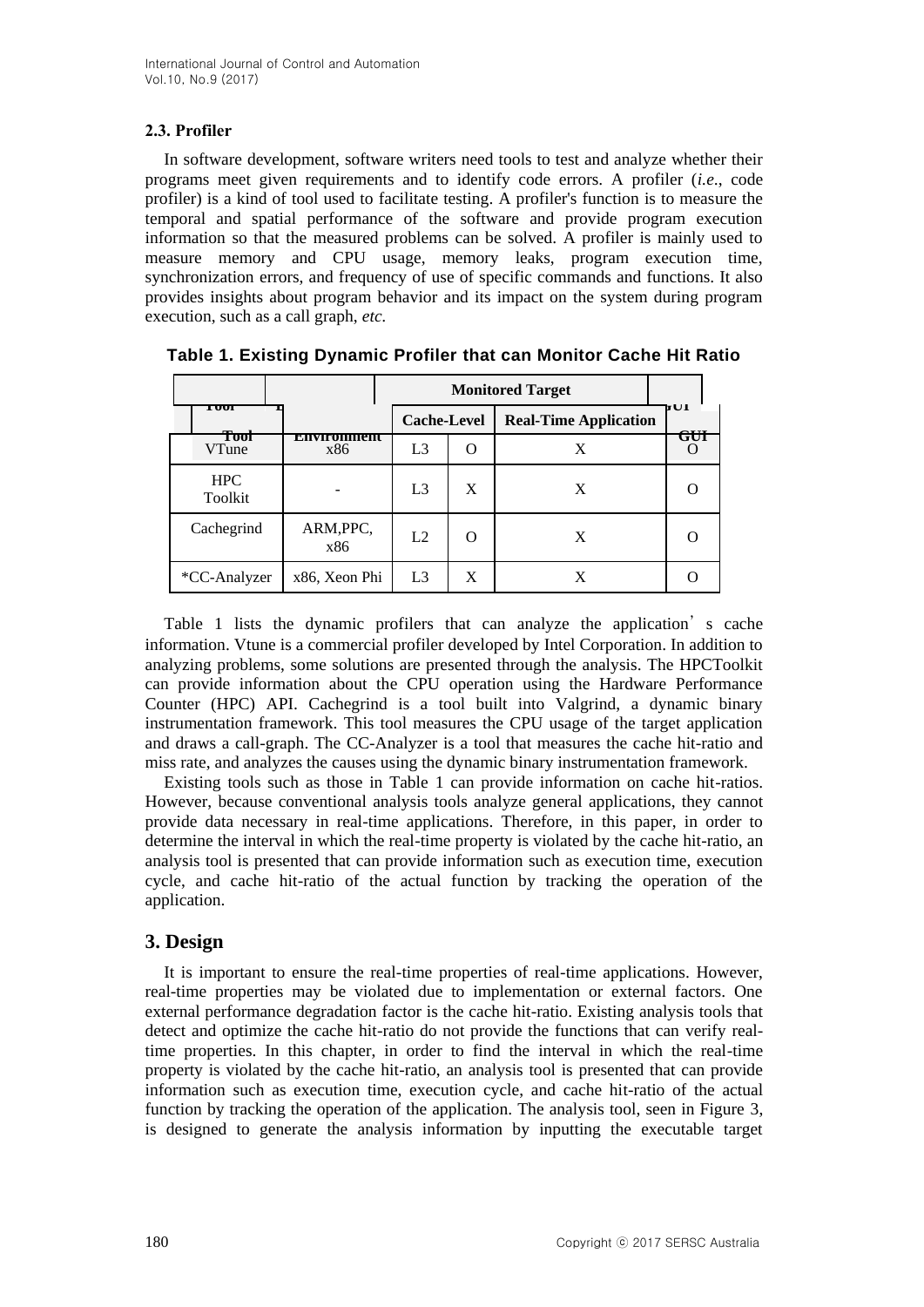### 2.3. Profiler

In software development, software writers need tools to test and analyze whether their programs meet given requirements and to identify code errors. A profiler (*i.e.*, code profiler) is a kind of tool used to facilitate testing. A profiler's function is to measure the temporal and spatial performance of the software and provide program execution information so that the measured problems can be solved. A profiler is mainly used to measure memory and CPU usage, memory leaks, program execution time, synchronization errors, and frequency of use of specific commands and functions. It also provides insights about program behavior and its impact on the system during program execution, such as a call graph, *etc.*

**Table 1. Existing Dynamic Profiler that can Monitor Cache Hit Ratio**

| Tool | Environment | Monitored Target | | | GUI |
|---|---|---|---|---|---|
| | | Cache-Level | | Real-Time Application | |
| VTune | x86 | L3 | O | X | O |
| HPC Toolkit | - | L3 | X | X | O |
| Cachegrind | ARM,PPC, x86 | L2 | O | X | O |
| *CC-Analyzer | x86, Xeon Phi | L3 | X | X | O |

Table 1 lists the dynamic profilers that can analyze the application's cache information. Vtune is a commercial profiler developed by Intel Corporation. In addition to analyzing problems, some solutions are presented through the analysis. The HPCToolkit can provide information about the CPU operation using the Hardware Performance Counter (HPC) API. Cachegrind is a tool built into Valgrind, a dynamic binary instrumentation framework. This tool measures the CPU usage of the target application and draws a call-graph. The CC-Analyzer is a tool that measures the cache hit-ratio and miss rate, and analyzes the causes using the dynamic binary instrumentation framework.

Existing tools such as those in Table 1 can provide information on cache hit-ratios. However, because conventional analysis tools analyze general applications, they cannot provide data necessary in real-time applications. Therefore, in this paper, in order to determine the interval in which the real-time property is violated by the cache hit-ratio, an analysis tool is presented that can provide information such as execution time, execution cycle, and cache hit-ratio of the actual function by tracking the operation of the application.

## 3. Design

It is important to ensure the real-time properties of real-time applications. However, real-time properties may be violated due to implementation or external factors. One external performance degradation factor is the cache hit-ratio. Existing analysis tools that detect and optimize the cache hit-ratio do not provide the functions that can verify real-time properties. In this chapter, in order to find the interval in which the real-time property is violated by the cache hit-ratio, an analysis tool is presented that can provide information such as execution time, execution cycle, and cache hit-ratio of the actual function by tracking the operation of the application. The analysis tool, seen in Figure 3, is designed to generate the analysis information by inputting the executable target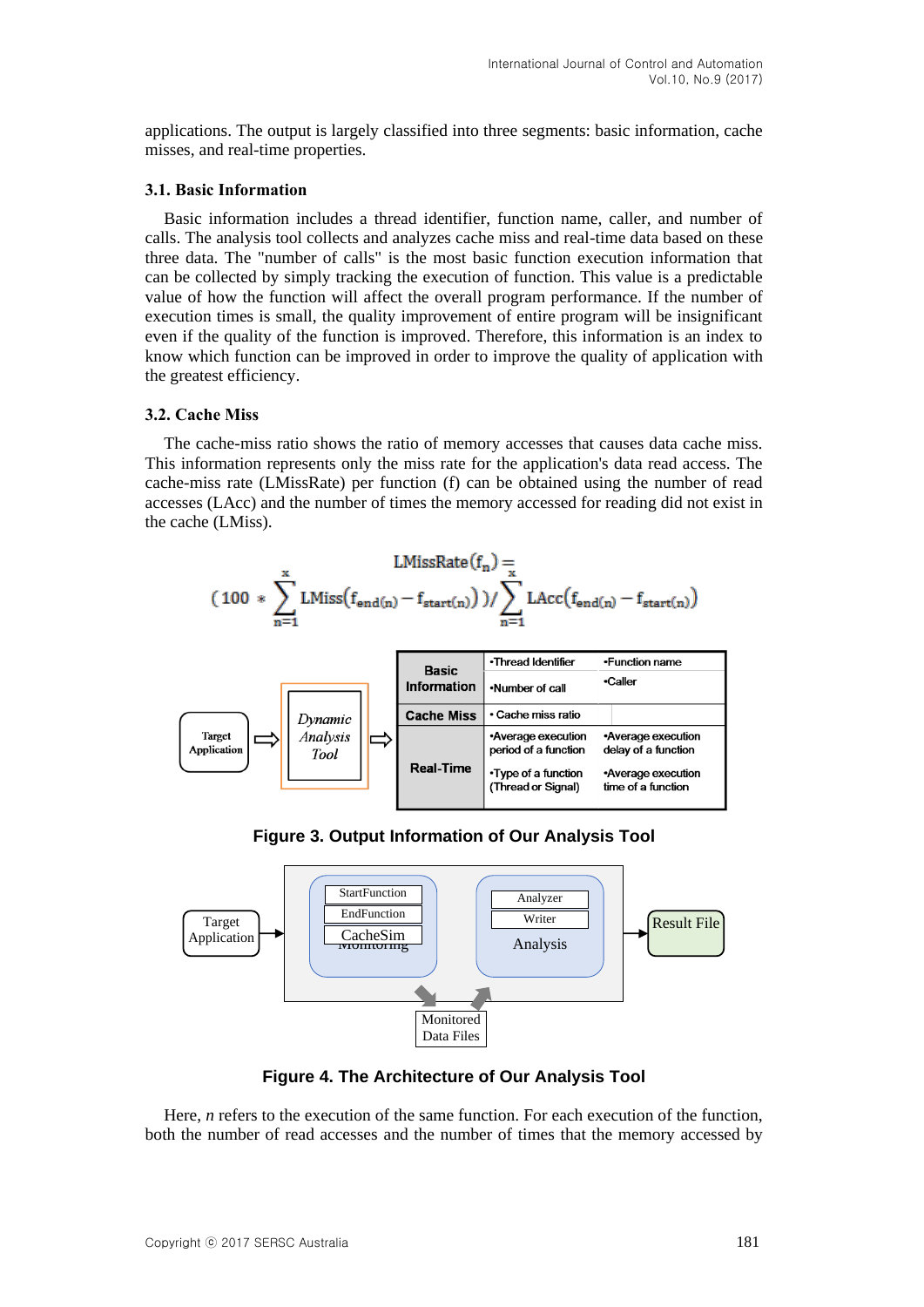applications. The output is largely classified into three segments: basic information, cache misses, and real-time properties.

### 3.1. Basic Information

Basic information includes a thread identifier, function name, caller, and number of calls. The analysis tool collects and analyzes cache miss and real-time data based on these three data. The "number of calls" is the most basic function execution information that can be collected by simply tracking the execution of function. This value is a predictable value of how the function will affect the overall program performance. If the number of execution times is small, the quality improvement of entire program will be insignificant even if the quality of the function is improved. Therefore, this information is an index to know which function can be improved in order to improve the quality of application with the greatest efficiency.

### 3.2. Cache Miss

The cache-miss ratio shows the ratio of memory accesses that causes data cache miss. This information represents only the miss rate for the application's data read access. The cache-miss rate (LMissRate) per function (f) can be obtained using the number of read accesses (LAcc) and the number of times the memory accessed for reading did not exist in the cache (LMiss).

$$\mathrm{LMissRate}(f_n) = \left(100 * \sum_{n=1}^{x} \mathrm{LMiss}\left(f_{end(n)} - f_{start(n)}\right)\right) / \sum_{n=1}^{x} \mathrm{LAcc}\left(f_{end(n)} - f_{start(n)}\right)$$

| Target Application ⇒ Dynamic Analysis Tool ⇒ | | |
|---|---|---|
| **Basic Information** | •Thread Identifier<br>•Number of call | •Function name<br>•Caller |
| **Cache Miss** | • Cache miss ratio | |
| **Real-Time** | •Average execution period of a function<br>•Type of a function (Thread or Signal) | •Average execution delay of a function<br>•Average execution time of a function |

**Figure 3. Output Information of Our Analysis Tool**

Target Application → [Monitoring: StartFunction, EndFunction, CacheSim] [Analysis: Analyzer, Writer] → Result File; Monitored Data Files

**Figure 4. The Architecture of Our Analysis Tool**

Here, *n* refers to the execution of the same function. For each execution of the function, both the number of read accesses and the number of times that the memory accessed by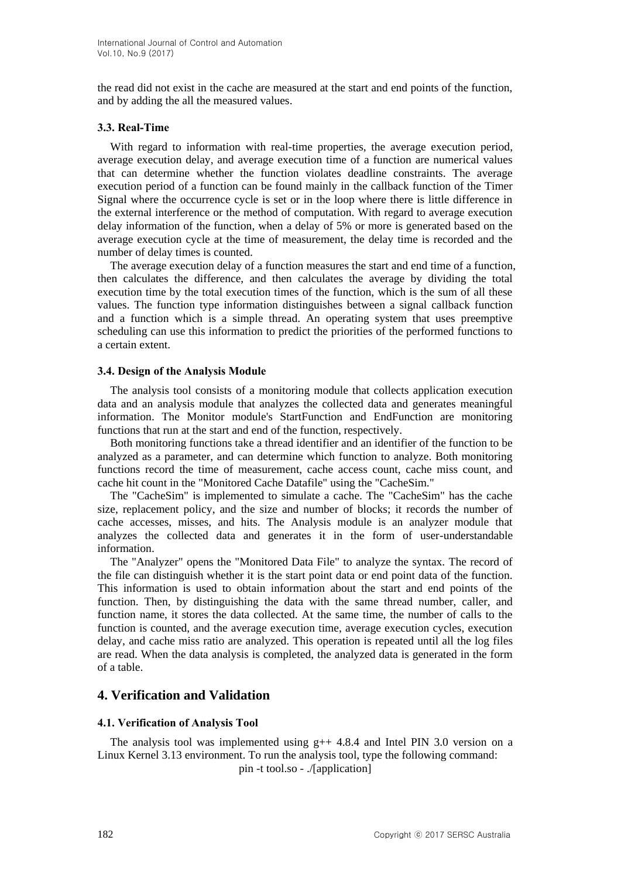the read did not exist in the cache are measured at the start and end points of the function, and by adding the all the measured values.

### 3.3. Real-Time

With regard to information with real-time properties, the average execution period, average execution delay, and average execution time of a function are numerical values that can determine whether the function violates deadline constraints. The average execution period of a function can be found mainly in the callback function of the Timer Signal where the occurrence cycle is set or in the loop where there is little difference in the external interference or the method of computation. With regard to average execution delay information of the function, when a delay of 5% or more is generated based on the average execution cycle at the time of measurement, the delay time is recorded and the number of delay times is counted.

The average execution delay of a function measures the start and end time of a function, then calculates the difference, and then calculates the average by dividing the total execution time by the total execution times of the function, which is the sum of all these values. The function type information distinguishes between a signal callback function and a function which is a simple thread. An operating system that uses preemptive scheduling can use this information to predict the priorities of the performed functions to a certain extent.

### 3.4. Design of the Analysis Module

The analysis tool consists of a monitoring module that collects application execution data and an analysis module that analyzes the collected data and generates meaningful information. The Monitor module's StartFunction and EndFunction are monitoring functions that run at the start and end of the function, respectively.

Both monitoring functions take a thread identifier and an identifier of the function to be analyzed as a parameter, and can determine which function to analyze. Both monitoring functions record the time of measurement, cache access count, cache miss count, and cache hit count in the "Monitored Cache Datafile" using the "CacheSim."

The "CacheSim" is implemented to simulate a cache. The "CacheSim" has the cache size, replacement policy, and the size and number of blocks; it records the number of cache accesses, misses, and hits. The Analysis module is an analyzer module that analyzes the collected data and generates it in the form of user-understandable information.

The "Analyzer" opens the "Monitored Data File" to analyze the syntax. The record of the file can distinguish whether it is the start point data or end point data of the function. This information is used to obtain information about the start and end points of the function. Then, by distinguishing the data with the same thread number, caller, and function name, it stores the data collected. At the same time, the number of calls to the function is counted, and the average execution time, average execution cycles, execution delay, and cache miss ratio are analyzed. This operation is repeated until all the log files are read. When the data analysis is completed, the analyzed data is generated in the form of a table.

## 4. Verification and Validation

### 4.1. Verification of Analysis Tool

The analysis tool was implemented using g++ 4.8.4 and Intel PIN 3.0 version on a Linux Kernel 3.13 environment. To run the analysis tool, type the following command:

```
pin -t tool.so - ./[application]
```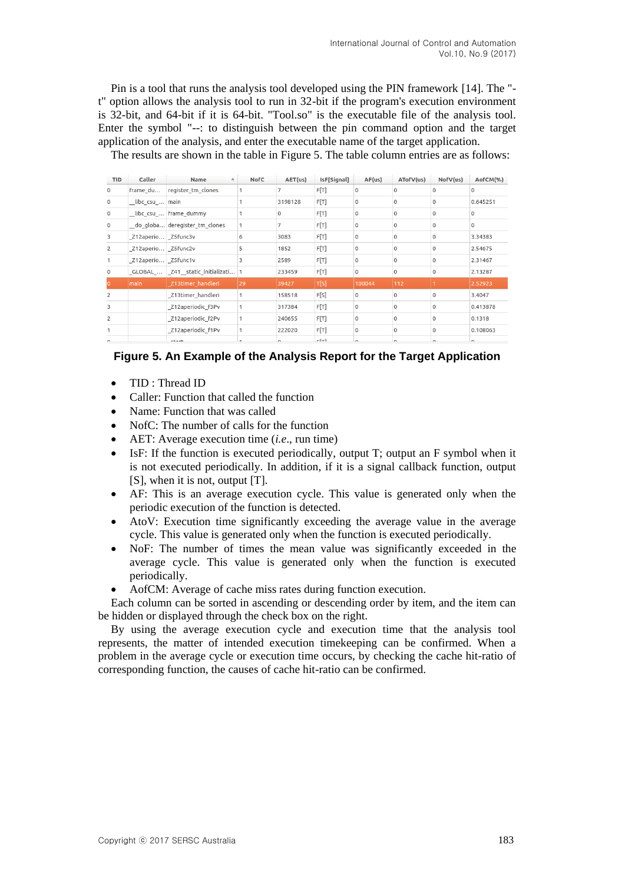Pin is a tool that runs the analysis tool developed using the PIN framework [14]. The "-t" option allows the analysis tool to run in 32-bit if the program's execution environment is 32-bit, and 64-bit if it is 64-bit. "Tool.so" is the executable file of the analysis tool. Enter the symbol "--: to distinguish between the pin command option and the target application of the analysis, and enter the executable name of the target application.

The results are shown in the table in Figure 5. The table column entries are as follows:

| TID | Caller | Name | NofC | AET(us) | IsF[Signal] | AF(us) | ATofV(us) | NofV(us) | AofCM(%) |
|---|---|---|---|---|---|---|---|---|---|
| 0 | frame_du... | register_tm_clones | 1 | 7 | F[T] | 0 | 0 | 0 | 0 |
| 0 | __libc_csu_... | main | 1 | 3198128 | F[T] | 0 | 0 | 0 | 0.645251 |
| 0 | __libc_csu_... | frame_dummy | 1 | 0 | F[T] | 0 | 0 | 0 | 0 |
| 0 | __do_globa... | deregister_tm_clones | 1 | 7 | F[T] | 0 | 0 | 0 | 0 |
| 3 | _Z12aperio... | _Z5func3v | 6 | 3083 | F[T] | 0 | 0 | 0 | 3.34383 |
| 2 | _Z12aperio... | _Z5func2v | 5 | 1852 | F[T] | 0 | 0 | 0 | 2.54675 |
| 1 | _Z12aperio... | _Z5func1v | 3 | 2589 | F[T] | 0 | 0 | 0 | 2.31467 |
| 0 | _GLOBAL_... | _Z41__static_initializati... | 1 | 233459 | F[T] | 0 | 0 | 0 | 2.13287 |
| 0 | main | _Z13timer_handleri | 29 | 39427 | T[S] | 100044 | 112 | 1 | 2.52923 |
| 2 | | _Z13timer_handleri | 1 | 158518 | F[S] | 0 | 0 | 0 | 3.4047 |
| 3 | | _Z12aperiodic_f3Pv | 1 | 317384 | F[T] | 0 | 0 | 0 | 0.413878 |
| 2 | | _Z12aperiodic_f2Pv | 1 | 240655 | F[T] | 0 | 0 | 0 | 0.1318 |
| 1 | | _Z12aperiodic_f1Pv | 1 | 222020 | F[T] | 0 | 0 | 0 | 0.108063 |

**Figure 5. An Example of the Analysis Report for the Target Application**

- TID : Thread ID
- Caller: Function that called the function
- Name: Function that was called
- NofC: The number of calls for the function
- AET: Average execution time (*i.e*., run time)
- IsF: If the function is executed periodically, output T; output an F symbol when it is not executed periodically. In addition, if it is a signal callback function, output [S], when it is not, output [T].
- AF: This is an average execution cycle. This value is generated only when the periodic execution of the function is detected.
- AtoV: Execution time significantly exceeding the average value in the average cycle. This value is generated only when the function is executed periodically.
- NoF: The number of times the mean value was significantly exceeded in the average cycle. This value is generated only when the function is executed periodically.
- AofCM: Average of cache miss rates during function execution.

Each column can be sorted in ascending or descending order by item, and the item can be hidden or displayed through the check box on the right.

By using the average execution cycle and execution time that the analysis tool represents, the matter of intended execution timekeeping can be confirmed. When a problem in the average cycle or execution time occurs, by checking the cache hit-ratio of corresponding function, the causes of cache hit-ratio can be confirmed.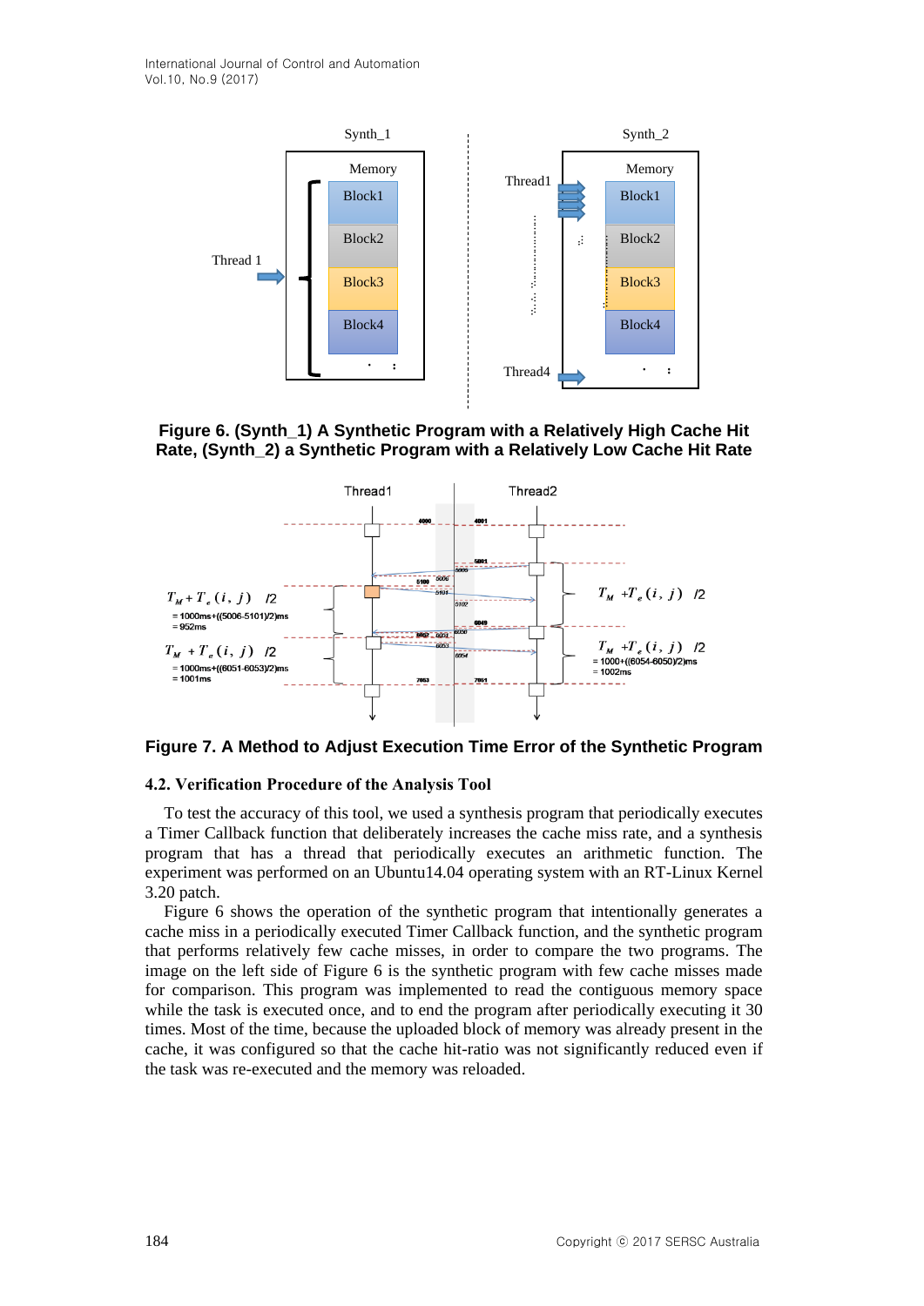Figure 6. (Synth_1) A Synthetic Program with a Relatively High Cache Hit Rate, (Synth_2) a Synthetic Program with a Relatively Low Cache Hit Rate

Figure 7. A Method to Adjust Execution Time Error of the Synthetic Program

### 4.2. Verification Procedure of the Analysis Tool

To test the accuracy of this tool, we used a synthesis program that periodically executes a Timer Callback function that deliberately increases the cache miss rate, and a synthesis program that has a thread that periodically executes an arithmetic function. The experiment was performed on an Ubuntu14.04 operating system with an RT-Linux Kernel 3.20 patch.

Figure 6 shows the operation of the synthetic program that intentionally generates a cache miss in a periodically executed Timer Callback function, and the synthetic program that performs relatively few cache misses, in order to compare the two programs. The image on the left side of Figure 6 is the synthetic program with few cache misses made for comparison. This program was implemented to read the contiguous memory space while the task is executed once, and to end the program after periodically executing it 30 times. Most of the time, because the uploaded block of memory was already present in the cache, it was configured so that the cache hit-ratio was not significantly reduced even if the task was re-executed and the memory was reloaded.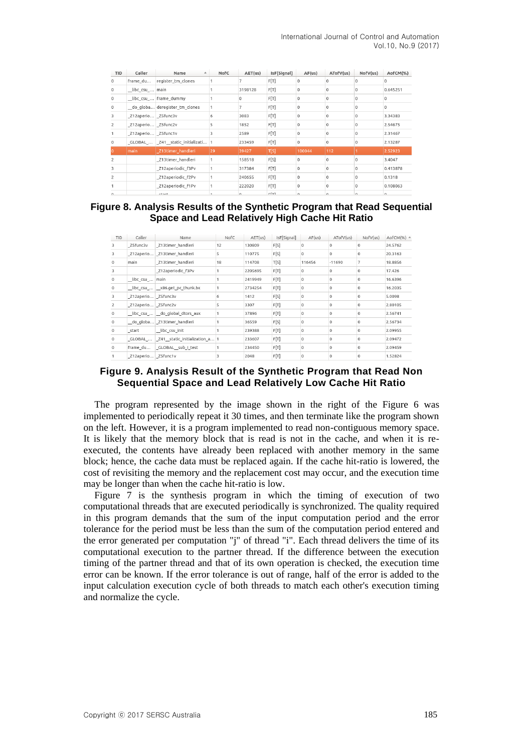| TID | Caller | Name | NofC | AET(us) | IsF[Signal] | AF(us) | ATofV(us) | NofV(us) | AofCM(%) |
|---|---|---|---|---|---|---|---|---|---|
| 0 | frame_du... | register_tm_clones | 1 | 7 | F[T] | 0 | 0 | 0 | 0 |
| 0 | __libc_csu_... | main | 1 | 3198128 | F[T] | 0 | 0 | 0 | 0.645251 |
| 0 | __libc_csu_... | frame_dummy | 1 | 0 | F[T] | 0 | 0 | 0 | 0 |
| 0 | __do_globa... | deregister_tm_clones | 1 | 7 | F[T] | 0 | 0 | 0 | 0 |
| 3 | _Z12aperio... | _Z5func3v | 6 | 3083 | F[T] | 0 | 0 | 0 | 3.34383 |
| 2 | _Z12aperio... | _Z5func2v | 5 | 1852 | F[T] | 0 | 0 | 0 | 2.54675 |
| 1 | _Z12aperio... | _Z5func1v | 3 | 2589 | F[T] | 0 | 0 | 0 | 2.31467 |
| 0 | _GLOBAL_... | _Z41__static_initializati... | 1 | 233459 | F[T] | 0 | 0 | 0 | 2.13287 |
| 0 | main | _Z13timer_handleri | 29 | 39427 | T[S] | 100044 | 112 | 1 | 2.52923 |
| 2 | | _Z13timer_handleri | 1 | 158518 | F[S] | 0 | 0 | 0 | 3.4047 |
| 3 | | _Z12aperiodic_f3Pv | 1 | 317384 | F[T] | 0 | 0 | 0 | 0.413878 |
| 2 | | _Z12aperiodic_f2Pv | 1 | 240655 | F[T] | 0 | 0 | 0 | 0.1318 |
| 1 | | _Z12aperiodic_f1Pv | 1 | 222020 | F[T] | 0 | 0 | 0 | 0.108063 |

**Figure 8. Analysis Results of the Synthetic Program that Read Sequential Space and Lead Relatively High Cache Hit Ratio**

| TID | Caller | Name | NofC | AET(us) | IsF[Signal] | AF(us) | ATofV(us) | NofV(us) | AofCM(%) |
|---|---|---|---|---|---|---|---|---|---|
| 3 | _Z5func3v | _Z13timer_handleri | 12 | 130809 | F[S] | 0 | 0 | 0 | 24.5762 |
| 3 | _Z12aperio... | _Z13timer_handleri | 5 | 110775 | F[S] | 0 | 0 | 0 | 20.3163 |
| 0 | main | _Z13timer_handleri | 18 | 114708 | T[S] | 116456 | -11690 | 7 | 18.8856 |
| 3 | | _Z12aperiodic_f3Pv | 1 | 2205695 | F[T] | 0 | 0 | 0 | 17.426 |
| 0 | __libc_csu_... | main | 1 | 2419949 | F[T] | 0 | 0 | 0 | 16.6396 |
| 0 | __libc_csu_... | __x86.get_pc_thunk.bx | 1 | 2734254 | F[T] | 0 | 0 | 0 | 16.2035 |
| 3 | _Z12aperio... | _Z5func3v | 6 | 1412 | F[S] | 0 | 0 | 0 | 5.0098 |
| 2 | _Z12aperio... | _Z5func2v | 5 | 3307 | F[T] | 0 | 0 | 0 | 2.80105 |
| 0 | __libc_csu_... | __do_global_dtors_aux | 1 | 37896 | F[T] | 0 | 0 | 0 | 2.56741 |
| 0 | __do_globa... | _Z13timer_handleri | 1 | 36559 | F[S] | 0 | 0 | 0 | 2.56734 |
| 0 | _start | __libc_csu_init | 1 | 239388 | F[T] | 0 | 0 | 0 | 2.09955 |
| 0 | _GLOBAL_... | _Z41__static_initialization_a... | 1 | 233607 | F[T] | 0 | 0 | 0 | 2.09472 |
| 0 | frame_du... | _GLOBAL__sub_I_test | 1 | 234450 | F[T] | 0 | 0 | 0 | 2.09459 |
| 1 | _Z12aperio... | _Z5func1v | 3 | 2048 | F[T] | 0 | 0 | 0 | 1.52824 |

**Figure 9. Analysis Result of the Synthetic Program that Read Non Sequential Space and Lead Relatively Low Cache Hit Ratio**

The program represented by the image shown in the right of the Figure 6 was implemented to periodically repeat it 30 times, and then terminate like the program shown on the left. However, it is a program implemented to read non-contiguous memory space. It is likely that the memory block that is read is not in the cache, and when it is re-executed, the contents have already been replaced with another memory in the same block; hence, the cache data must be replaced again. If the cache hit-ratio is lowered, the cost of revisiting the memory and the replacement cost may occur, and the execution time may be longer than when the cache hit-ratio is low.

Figure 7 is the synthesis program in which the timing of execution of two computational threads that are executed periodically is synchronized. The quality required in this program demands that the sum of the input computation period and the error tolerance for the period must be less than the sum of the computation period entered and the error generated per computation "j" of thread "i". Each thread delivers the time of its computational execution to the partner thread. If the difference between the execution timing of the partner thread and that of its own operation is checked, the execution time error can be known. If the error tolerance is out of range, half of the error is added to the input calculation execution cycle of both threads to match each other's execution timing and normalize the cycle.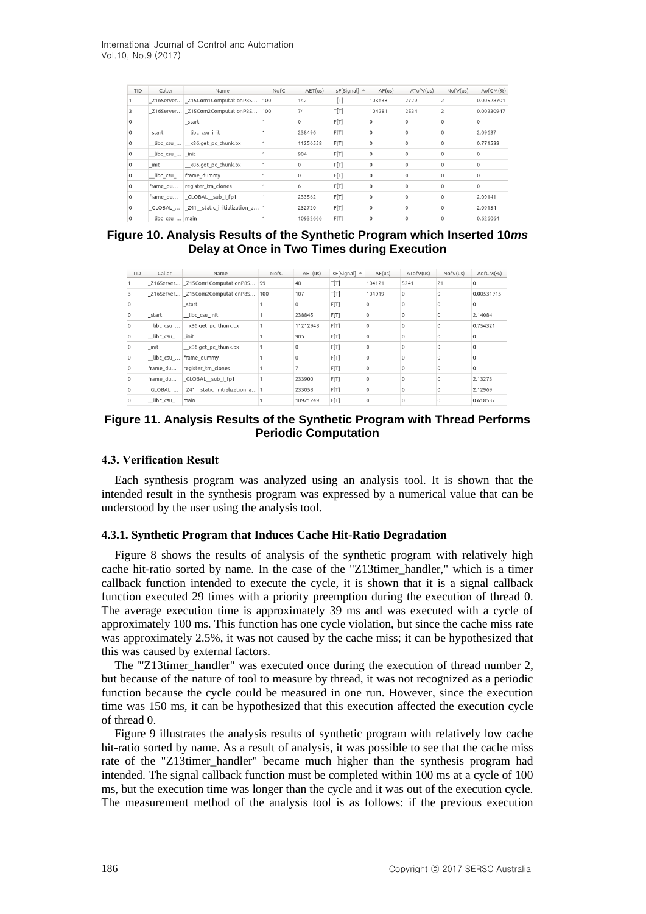| TID | Caller | Name | NofC | AET(us) | IsF[Signal] | AF(us) | ATofV(us) | NofV(us) | AofCM(%) |
|---|---|---|---|---|---|---|---|---|---|
| 1 | _Z16Server... | _Z15Com1ComputationP8S... | 100 | 142 | T[T] | 103633 | 2729 | 2 | 0.00528701 |
| 3 | _Z16Server... | _Z15Com2ComputationP8S... | 100 | 74 | T[T] | 104281 | 2534 | 2 | 0.00230947 |
| 0 | | _start | 1 | 0 | F[T] | 0 | 0 | 0 | 0 |
| 0 | _start | __libc_csu_init | 1 | 238496 | F[T] | 0 | 0 | 0 | 2.09637 |
| 0 | __libc_csu_... | __x86.get_pc_thunk.bx | 1 | 11256558 | F[T] | 0 | 0 | 0 | 0.771588 |
| 0 | __libc_csu_... | _init | 1 | 904 | F[T] | 0 | 0 | 0 | 0 |
| 0 | _init | __x86.get_pc_thunk.bx | 1 | 0 | F[T] | 0 | 0 | 0 | 0 |
| 0 | __libc_csu_... | frame_dummy | 1 | 0 | F[T] | 0 | 0 | 0 | 0 |
| 0 | frame_du... | register_tm_clones | 1 | 6 | F[T] | 0 | 0 | 0 | 0 |
| 0 | frame_du... | _GLOBAL__sub_I_fp1 | 1 | 233562 | F[T] | 0 | 0 | 0 | 2.09141 |
| 0 | _GLOBAL_... | _Z41__static_initialization_a... | 1 | 232720 | F[T] | 0 | 0 | 0 | 2.09154 |
| 0 | __libc_csu_... | main | 1 | 10932666 | F[T] | 0 | 0 | 0 | 0.626064 |

**Figure 10. Analysis Results of the Synthetic Program which Inserted 10*ms* Delay at Once in Two Times during Execution**

| TID | Caller | Name | NofC | AET(us) | IsF[Signal] | AF(us) | ATofV(us) | NofV(us) | AofCM(%) |
|---|---|---|---|---|---|---|---|---|---|
| 1 | _Z16Server... | _Z15Com1ComputationP8S... | 99 | 48 | T[T] | 104121 | 5241 | 21 | 0 |
| 3 | _Z16Server... | _Z15Com2ComputationP8S... | 100 | 107 | T[T] | 104019 | 0 | 0 | 0.00531915 |
| 0 | | _start | 1 | 0 | F[T] | 0 | 0 | 0 | 0 |
| 0 | _start | __libc_csu_init | 1 | 238845 | F[T] | 0 | 0 | 0 | 2.14084 |
| 0 | __libc_csu_... | __x86.get_pc_thunk.bx | 1 | 11212948 | F[T] | 0 | 0 | 0 | 0.754321 |
| 0 | __libc_csu_... | _init | 1 | 905 | F[T] | 0 | 0 | 0 | 0 |
| 0 | _init | __x86.get_pc_thunk.bx | 1 | 0 | F[T] | 0 | 0 | 0 | 0 |
| 0 | __libc_csu_... | frame_dummy | 1 | 0 | F[T] | 0 | 0 | 0 | 0 |
| 0 | frame_du... | register_tm_clones | 1 | 7 | F[T] | 0 | 0 | 0 | 0 |
| 0 | frame_du... | _GLOBAL__sub_I_fp1 | 1 | 233900 | F[T] | 0 | 0 | 0 | 2.13273 |
| 0 | _GLOBAL_... | _Z41__static_initialization_a... | 1 | 233058 | F[T] | 0 | 0 | 0 | 2.12969 |
| 0 | __libc_csu_... | main | 1 | 10921249 | F[T] | 0 | 0 | 0 | 0.618537 |

**Figure 11. Analysis Results of the Synthetic Program with Thread Performs Periodic Computation**

### 4.3. Verification Result

Each synthesis program was analyzed using an analysis tool. It is shown that the intended result in the synthesis program was expressed by a numerical value that can be understood by the user using the analysis tool.

#### 4.3.1. Synthetic Program that Induces Cache Hit-Ratio Degradation

Figure 8 shows the results of analysis of the synthetic program with relatively high cache hit-ratio sorted by name. In the case of the "Z13timer_handler," which is a timer callback function intended to execute the cycle, it is shown that it is a signal callback function executed 29 times with a priority preemption during the execution of thread 0. The average execution time is approximately 39 ms and was executed with a cycle of approximately 100 ms. This function has one cycle violation, but since the cache miss rate was approximately 2.5%, it was not caused by the cache miss; it can be hypothesized that this was caused by external factors.

The "'Z13timer_handler" was executed once during the execution of thread number 2, but because of the nature of tool to measure by thread, it was not recognized as a periodic function because the cycle could be measured in one run. However, since the execution time was 150 ms, it can be hypothesized that this execution affected the execution cycle of thread 0.

Figure 9 illustrates the analysis results of synthetic program with relatively low cache hit-ratio sorted by name. As a result of analysis, it was possible to see that the cache miss rate of the "Z13timer_handler" became much higher than the synthesis program had intended. The signal callback function must be completed within 100 ms at a cycle of 100 ms, but the execution time was longer than the cycle and it was out of the execution cycle. The measurement method of the analysis tool is as follows: if the previous execution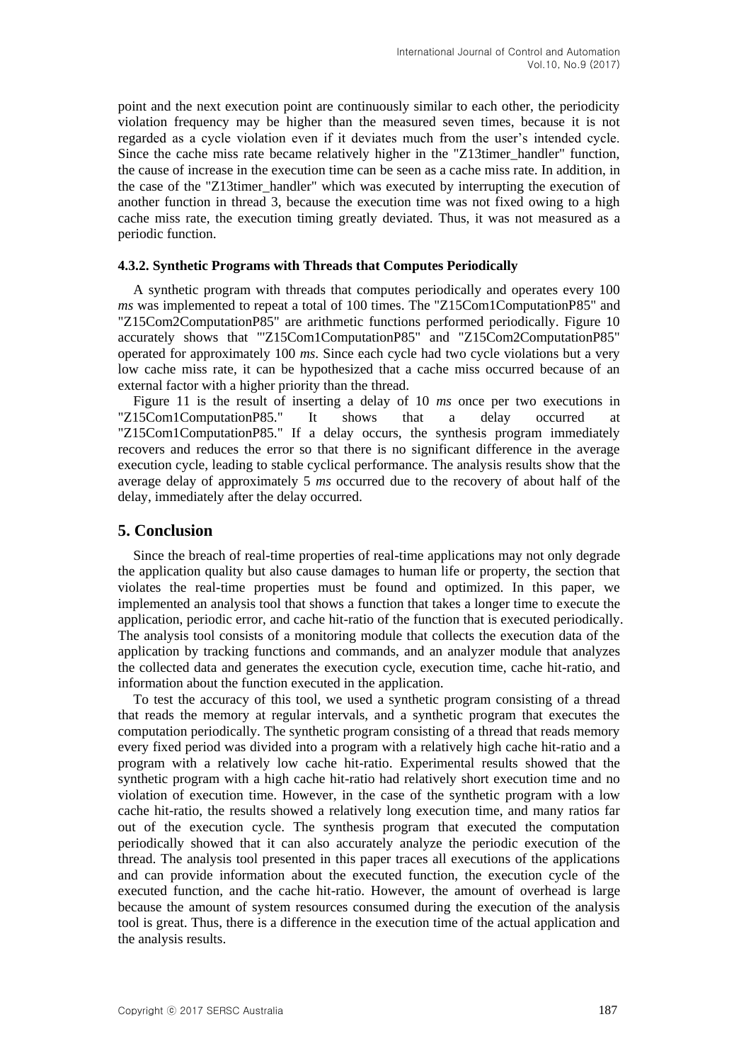point and the next execution point are continuously similar to each other, the periodicity violation frequency may be higher than the measured seven times, because it is not regarded as a cycle violation even if it deviates much from the user's intended cycle. Since the cache miss rate became relatively higher in the "Z13timer_handler" function, the cause of increase in the execution time can be seen as a cache miss rate. In addition, in the case of the "Z13timer_handler" which was executed by interrupting the execution of another function in thread 3, because the execution time was not fixed owing to a high cache miss rate, the execution timing greatly deviated. Thus, it was not measured as a periodic function.

#### 4.3.2. Synthetic Programs with Threads that Computes Periodically

A synthetic program with threads that computes periodically and operates every 100 *ms* was implemented to repeat a total of 100 times. The "Z15Com1ComputationP85" and "Z15Com2ComputationP85" are arithmetic functions performed periodically. Figure 10 accurately shows that "'Z15Com1ComputationP85" and "Z15Com2ComputationP85" operated for approximately 100 *ms*. Since each cycle had two cycle violations but a very low cache miss rate, it can be hypothesized that a cache miss occurred because of an external factor with a higher priority than the thread.

Figure 11 is the result of inserting a delay of 10 *ms* once per two executions in "Z15Com1ComputationP85." It shows that a delay occurred at "Z15Com1ComputationP85." If a delay occurs, the synthesis program immediately recovers and reduces the error so that there is no significant difference in the average execution cycle, leading to stable cyclical performance. The analysis results show that the average delay of approximately 5 *ms* occurred due to the recovery of about half of the delay, immediately after the delay occurred.

## 5. Conclusion

Since the breach of real-time properties of real-time applications may not only degrade the application quality but also cause damages to human life or property, the section that violates the real-time properties must be found and optimized. In this paper, we implemented an analysis tool that shows a function that takes a longer time to execute the application, periodic error, and cache hit-ratio of the function that is executed periodically. The analysis tool consists of a monitoring module that collects the execution data of the application by tracking functions and commands, and an analyzer module that analyzes the collected data and generates the execution cycle, execution time, cache hit-ratio, and information about the function executed in the application.

To test the accuracy of this tool, we used a synthetic program consisting of a thread that reads the memory at regular intervals, and a synthetic program that executes the computation periodically. The synthetic program consisting of a thread that reads memory every fixed period was divided into a program with a relatively high cache hit-ratio and a program with a relatively low cache hit-ratio. Experimental results showed that the synthetic program with a high cache hit-ratio had relatively short execution time and no violation of execution time. However, in the case of the synthetic program with a low cache hit-ratio, the results showed a relatively long execution time, and many ratios far out of the execution cycle. The synthesis program that executed the computation periodically showed that it can also accurately analyze the periodic execution of the thread. The analysis tool presented in this paper traces all executions of the applications and can provide information about the executed function, the execution cycle of the executed function, and the cache hit-ratio. However, the amount of overhead is large because the amount of system resources consumed during the execution of the analysis tool is great. Thus, there is a difference in the execution time of the actual application and the analysis results.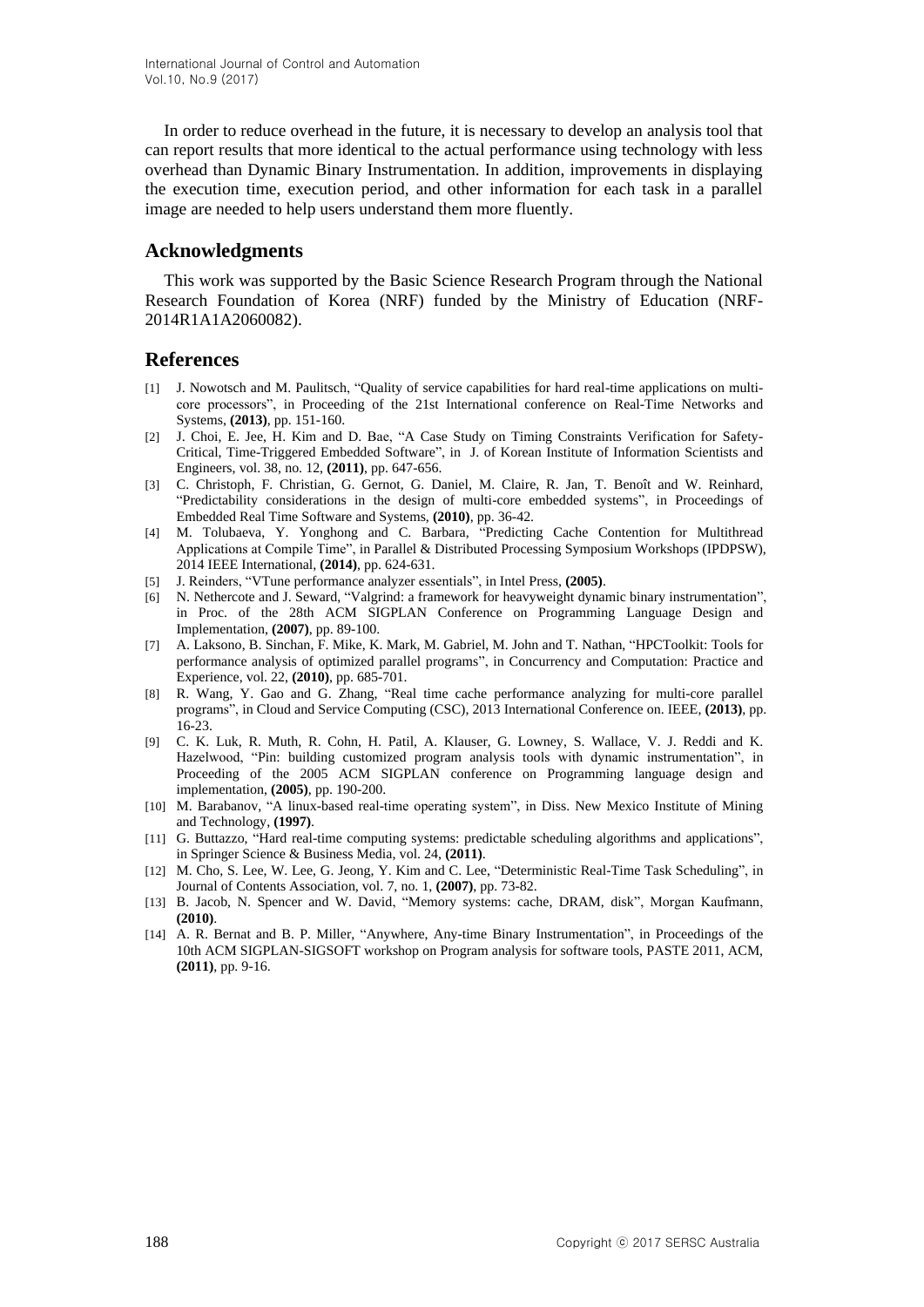In order to reduce overhead in the future, it is necessary to develop an analysis tool that can report results that more identical to the actual performance using technology with less overhead than Dynamic Binary Instrumentation. In addition, improvements in displaying the execution time, execution period, and other information for each task in a parallel image are needed to help users understand them more fluently.

## Acknowledgments

This work was supported by the Basic Science Research Program through the National Research Foundation of Korea (NRF) funded by the Ministry of Education (NRF-2014R1A1A2060082).

## References

[1] J. Nowotsch and M. Paulitsch, "Quality of service capabilities for hard real-time applications on multi-core processors", in Proceeding of the 21st International conference on Real-Time Networks and Systems, **(2013)**, pp. 151-160.

[2] J. Choi, E. Jee, H. Kim and D. Bae, "A Case Study on Timing Constraints Verification for Safety-Critical, Time-Triggered Embedded Software", in J. of Korean Institute of Information Scientists and Engineers, vol. 38, no. 12, **(2011)**, pp. 647-656.

[3] C. Christoph, F. Christian, G. Gernot, G. Daniel, M. Claire, R. Jan, T. Benoît and W. Reinhard, "Predictability considerations in the design of multi-core embedded systems", in Proceedings of Embedded Real Time Software and Systems, **(2010)**, pp. 36-42.

[4] M. Tolubaeva, Y. Yonghong and C. Barbara, "Predicting Cache Contention for Multithread Applications at Compile Time", in Parallel & Distributed Processing Symposium Workshops (IPDPSW), 2014 IEEE International, **(2014)**, pp. 624-631.

[5] J. Reinders, "VTune performance analyzer essentials", in Intel Press, **(2005)**.

[6] N. Nethercote and J. Seward, "Valgrind: a framework for heavyweight dynamic binary instrumentation", in Proc. of the 28th ACM SIGPLAN Conference on Programming Language Design and Implementation, **(2007)**, pp. 89-100.

[7] A. Laksono, B. Sinchan, F. Mike, K. Mark, M. Gabriel, M. John and T. Nathan, "HPCToolkit: Tools for performance analysis of optimized parallel programs", in Concurrency and Computation: Practice and Experience, vol. 22, **(2010)**, pp. 685-701.

[8] R. Wang, Y. Gao and G. Zhang, "Real time cache performance analyzing for multi-core parallel programs", in Cloud and Service Computing (CSC), 2013 International Conference on. IEEE, **(2013)**, pp. 16-23.

[9] C. K. Luk, R. Muth, R. Cohn, H. Patil, A. Klauser, G. Lowney, S. Wallace, V. J. Reddi and K. Hazelwood, "Pin: building customized program analysis tools with dynamic instrumentation", in Proceeding of the 2005 ACM SIGPLAN conference on Programming language design and implementation, **(2005)**, pp. 190-200.

[10] M. Barabanov, "A linux-based real-time operating system", in Diss. New Mexico Institute of Mining and Technology, **(1997)**.

[11] G. Buttazzo, "Hard real-time computing systems: predictable scheduling algorithms and applications", in Springer Science & Business Media, vol. 24, **(2011)**.

[12] M. Cho, S. Lee, W. Lee, G. Jeong, Y. Kim and C. Lee, "Deterministic Real-Time Task Scheduling", in Journal of Contents Association, vol. 7, no. 1, **(2007)**, pp. 73-82.

[13] B. Jacob, N. Spencer and W. David, "Memory systems: cache, DRAM, disk", Morgan Kaufmann, **(2010)**.

[14] A. R. Bernat and B. P. Miller, "Anywhere, Any-time Binary Instrumentation", in Proceedings of the 10th ACM SIGPLAN-SIGSOFT workshop on Program analysis for software tools, PASTE 2011, ACM, **(2011)**, pp. 9-16.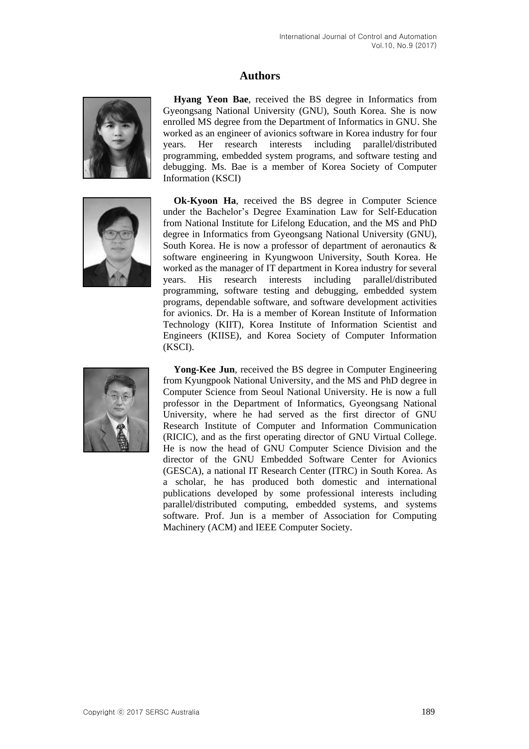## Authors

**Hyang Yeon Bae**, received the BS degree in Informatics from Gyeongsang National University (GNU), South Korea. She is now enrolled MS degree from the Department of Informatics in GNU. She worked as an engineer of avionics software in Korea industry for four years. Her research interests including parallel/distributed programming, embedded system programs, and software testing and debugging. Ms. Bae is a member of Korea Society of Computer Information (KSCI)

**Ok-Kyoon Ha**, received the BS degree in Computer Science under the Bachelor's Degree Examination Law for Self-Education from National Institute for Lifelong Education, and the MS and PhD degree in Informatics from Gyeongsang National University (GNU), South Korea. He is now a professor of department of aeronautics & software engineering in Kyungwoon University, South Korea. He worked as the manager of IT department in Korea industry for several years. His research interests including parallel/distributed programming, software testing and debugging, embedded system programs, dependable software, and software development activities for avionics. Dr. Ha is a member of Korean Institute of Information Technology (KIIT), Korea Institute of Information Scientist and Engineers (KIISE), and Korea Society of Computer Information (KSCI).

**Yong-Kee Jun**, received the BS degree in Computer Engineering from Kyungpook National University, and the MS and PhD degree in Computer Science from Seoul National University. He is now a full professor in the Department of Informatics, Gyeongsang National University, where he had served as the first director of GNU Research Institute of Computer and Information Communication (RICIC), and as the first operating director of GNU Virtual College. He is now the head of GNU Computer Science Division and the director of the GNU Embedded Software Center for Avionics (GESCA), a national IT Research Center (ITRC) in South Korea. As a scholar, he has produced both domestic and international publications developed by some professional interests including parallel/distributed computing, embedded systems, and systems software. Prof. Jun is a member of Association for Computing Machinery (ACM) and IEEE Computer Society.